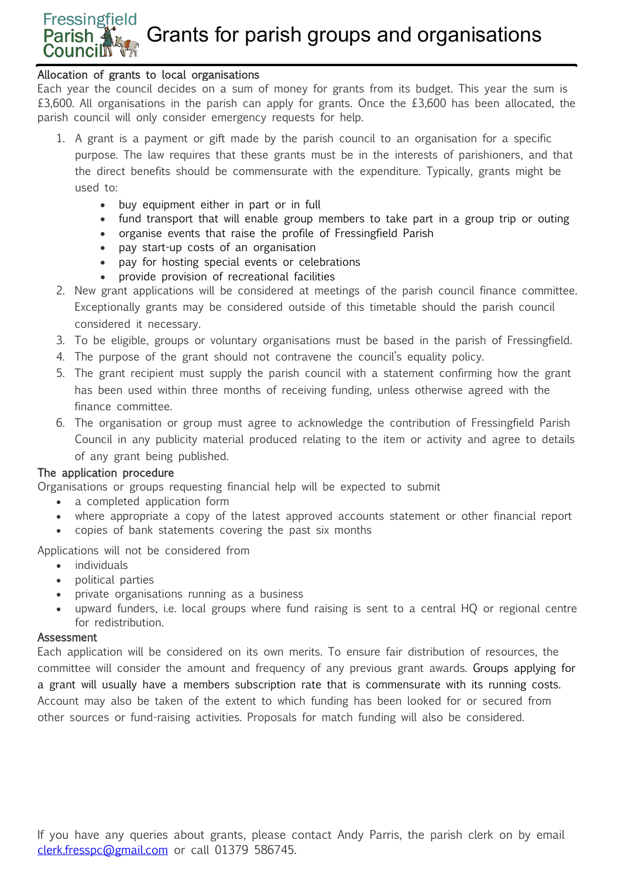# Grants for parish groups and organisations

## Allocation of grants to local organisations

Each year the council decides on a sum of money for grants from its budget. This year the sum is £3,600. All organisations in the parish can apply for grants. Once the £3,600 has been allocated, the parish council will only consider emergency requests for help.

1. A grant is a payment or gift made by the parish council to an organisation for a specific purpose. The law requires that these grants must be in the interests of parishioners, and that the direct benefits should be commensurate with the expenditure. Typically, grants might be used to:
    - buy equipment either in part or in full
    - fund transport that will enable group members to take part in a group trip or outing
    - organise events that raise the profile of Fressingfield Parish
    - pay start-up costs of an organisation
    - pay for hosting special events or celebrations
    - provide provision of recreational facilities
2. New grant applications will be considered at meetings of the parish council finance committee. Exceptionally grants may be considered outside of this timetable should the parish council considered it necessary.
3. To be eligible, groups or voluntary organisations must be based in the parish of Fressingfield.
4. The purpose of the grant should not contravene the council's equality policy.
5. The grant recipient must supply the parish council with a statement confirming how the grant has been used within three months of receiving funding, unless otherwise agreed with the finance committee.
6. The organisation or group must agree to acknowledge the contribution of Fressingfield Parish Council in any publicity material produced relating to the item or activity and agree to details of any grant being published.

## The application procedure

Organisations or groups requesting financial help will be expected to submit

- a completed application form
- where appropriate a copy of the latest approved accounts statement or other financial report
- copies of bank statements covering the past six months

Applications will not be considered from

- individuals
- political parties
- private organisations running as a business
- upward funders, i.e. local groups where fund raising is sent to a central HQ or regional centre for redistribution.

## Assessment

Each application will be considered on its own merits. To ensure fair distribution of resources, the committee will consider the amount and frequency of any previous grant awards. Groups applying for a grant will usually have a members subscription rate that is commensurate with its running costs. Account may also be taken of the extent to which funding has been looked for or secured from other sources or fund-raising activities. Proposals for match funding will also be considered.

If you have any queries about grants, please contact Andy Parris, the parish clerk on by email clerk.fresspc@gmail.com or call 01379 586745.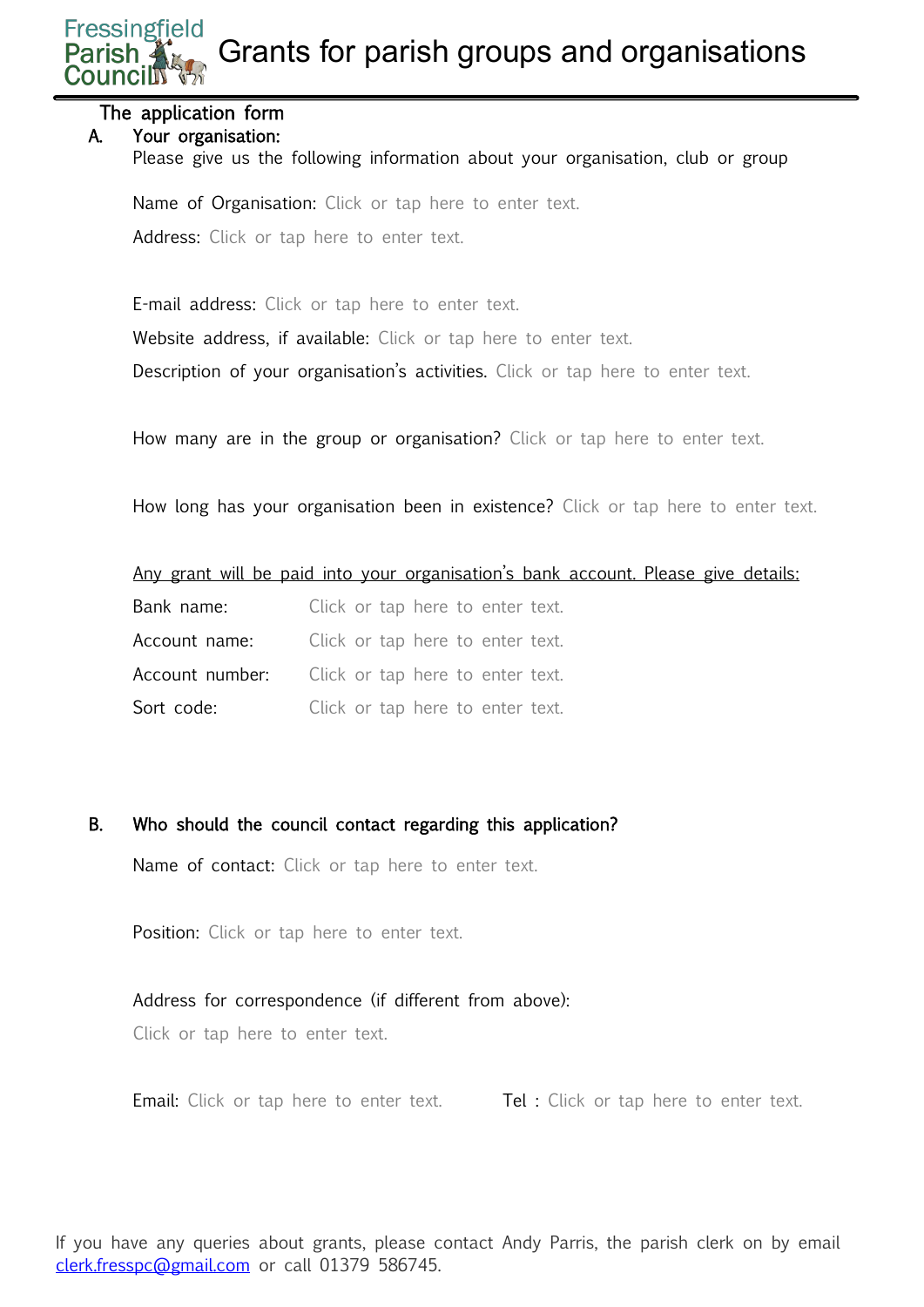# Grants for parish groups and organisations

## The application form

### A. Your organisation:

Please give us the following information about your organisation, club or group

Name of Organisation: Click or tap here to enter text.

Address: Click or tap here to enter text.

E-mail address: Click or tap here to enter text.

Website address, if available: Click or tap here to enter text.

Description of your organisation's activities. Click or tap here to enter text.

How many are in the group or organisation? Click or tap here to enter text.

How long has your organisation been in existence? Click or tap here to enter text.

<u>Any grant will be paid into your organisation's bank account. Please give details:</u>

Bank name: Click or tap here to enter text.

Account name: Click or tap here to enter text.

Account number: Click or tap here to enter text.

Sort code: Click or tap here to enter text.

### B. Who should the council contact regarding this application?

Name of contact: Click or tap here to enter text.

Position: Click or tap here to enter text.

Address for correspondence (if different from above):

Click or tap here to enter text.

Email: Click or tap here to enter text. Tel : Click or tap here to enter text.

If you have any queries about grants, please contact Andy Parris, the parish clerk on by email clerk.fresspc@gmail.com or call 01379 586745.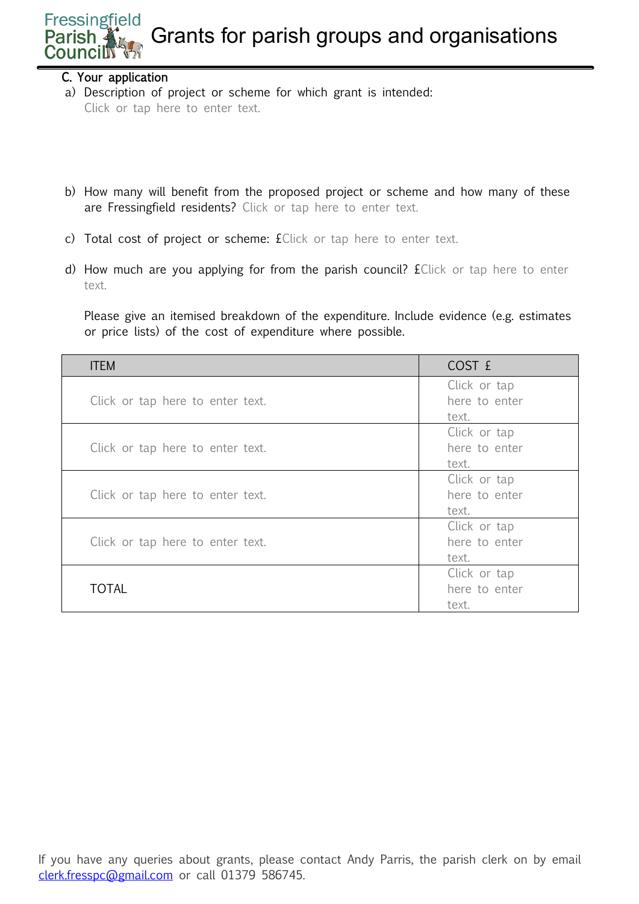# Grants for parish groups and organisations

**C. Your application**

a) Description of project or scheme for which grant is intended:
Click or tap here to enter text.

b) How many will benefit from the proposed project or scheme and how many of these are Fressingfield residents? Click or tap here to enter text.

c) Total cost of project or scheme: £Click or tap here to enter text.

d) How much are you applying for from the parish council? £Click or tap here to enter text.

Please give an itemised breakdown of the expenditure. Include evidence (e.g. estimates or price lists) of the cost of expenditure where possible.

| ITEM | COST £ |
|---|---|
| Click or tap here to enter text. | Click or tap here to enter text. |
| Click or tap here to enter text. | Click or tap here to enter text. |
| Click or tap here to enter text. | Click or tap here to enter text. |
| Click or tap here to enter text. | Click or tap here to enter text. |
| TOTAL | Click or tap here to enter text. |

If you have any queries about grants, please contact Andy Parris, the parish clerk on by email clerk.fresspc@gmail.com or call 01379 586745.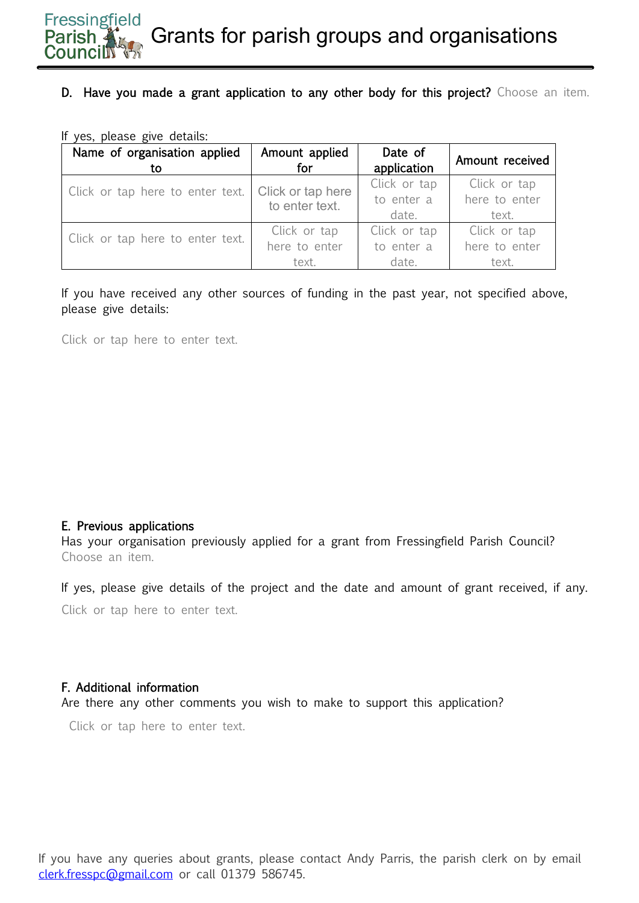**D. Have you made a grant application to any other body for this project?** Choose an item.

If yes, please give details:

| Name of organisation applied to | Amount applied for | Date of application | Amount received |
| --- | --- | --- | --- |
| Click or tap here to enter text. | Click or tap here to enter text. | Click or tap to enter a date. | Click or tap here to enter text. |
| Click or tap here to enter text. | Click or tap here to enter text. | Click or tap to enter a date. | Click or tap here to enter text. |

If you have received any other sources of funding in the past year, not specified above, please give details:

Click or tap here to enter text.

**E. Previous applications**

Has your organisation previously applied for a grant from Fressingfield Parish Council? Choose an item.

If yes, please give details of the project and the date and amount of grant received, if any.

Click or tap here to enter text.

**F. Additional information**

Are there any other comments you wish to make to support this application?

Click or tap here to enter text.

If you have any queries about grants, please contact Andy Parris, the parish clerk on by email clerk.fresspc@gmail.com or call 01379 586745.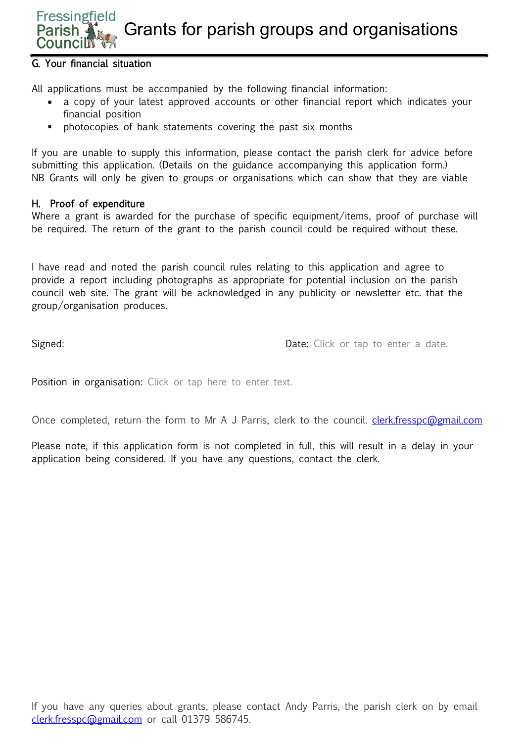## G. Your financial situation

All applications must be accompanied by the following financial information:

- a copy of your latest approved accounts or other financial report which indicates your financial position
- photocopies of bank statements covering the past six months

If you are unable to supply this information, please contact the parish clerk for advice before submitting this application. (Details on the guidance accompanying this application form.)
NB Grants will only be given to groups or organisations which can show that they are viable

## H. Proof of expenditure

Where a grant is awarded for the purchase of specific equipment/items, proof of purchase will be required. The return of the grant to the parish council could be required without these.

I have read and noted the parish council rules relating to this application and agree to provide a report including photographs as appropriate for potential inclusion on the parish council web site. The grant will be acknowledged in any publicity or newsletter etc. that the group/organisation produces.

Signed: Date: Click or tap to enter a date.

Position in organisation: Click or tap here to enter text.

Once completed, return the form to Mr A J Parris, clerk to the council. clerk.fresspc@gmail.com

Please note, if this application form is not completed in full, this will result in a delay in your application being considered. If you have any questions, contact the clerk.

If you have any queries about grants, please contact Andy Parris, the parish clerk on by email clerk.fresspc@gmail.com or call 01379 586745.